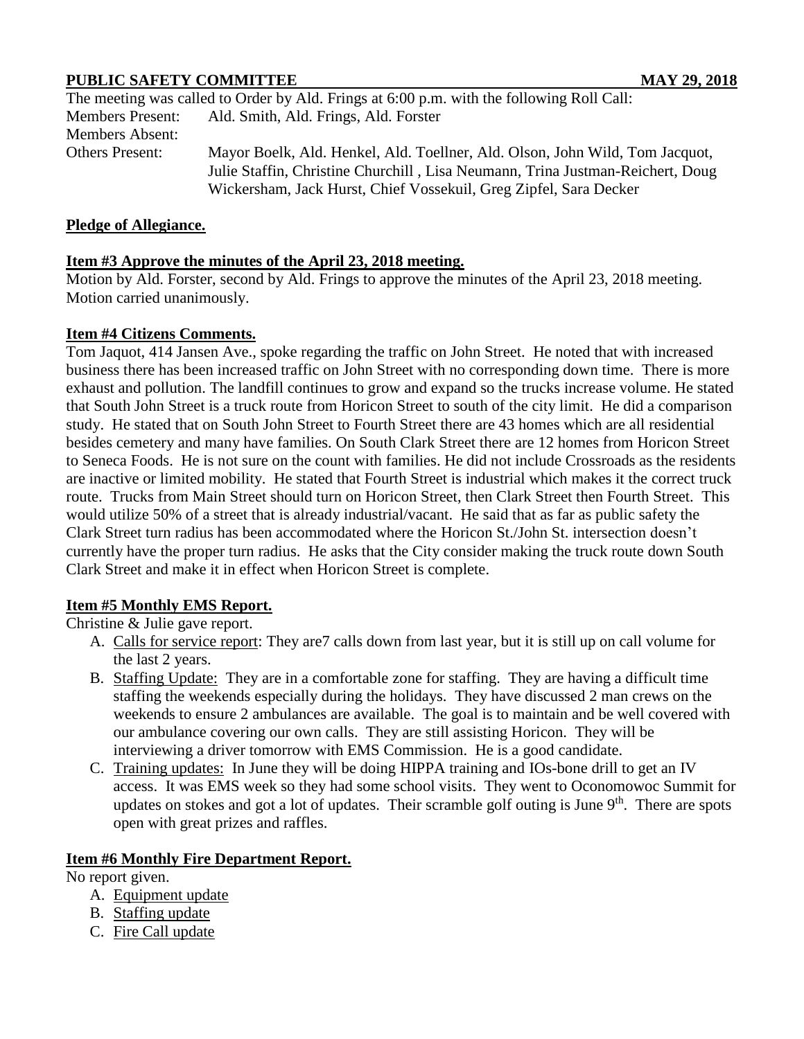**PUBLIC SAFETY COMMITTEE MAY 29, 2018**

The meeting was called to Order by Ald. Frings at 6:00 p.m. with the following Roll Call:

Members Present: Ald. Smith, Ald. Frings, Ald. Forster

Members Absent:

Others Present: Mayor Boelk, Ald. Henkel, Ald. Toellner, Ald. Olson, John Wild, Tom Jacquot, Julie Staffin, Christine Churchill , Lisa Neumann, Trina Justman-Reichert, Doug Wickersham, Jack Hurst, Chief Vossekuil, Greg Zipfel, Sara Decker

**Pledge of Allegiance.**

**Item #3 Approve the minutes of the April 23, 2018 meeting.**

Motion by Ald. Forster, second by Ald. Frings to approve the minutes of the April 23, 2018 meeting. Motion carried unanimously.

**Item #4 Citizens Comments.**

Tom Jaquot, 414 Jansen Ave., spoke regarding the traffic on John Street. He noted that with increased business there has been increased traffic on John Street with no corresponding down time. There is more exhaust and pollution. The landfill continues to grow and expand so the trucks increase volume. He stated that South John Street is a truck route from Horicon Street to south of the city limit. He did a comparison study. He stated that on South John Street to Fourth Street there are 43 homes which are all residential besides cemetery and many have families. On South Clark Street there are 12 homes from Horicon Street to Seneca Foods. He is not sure on the count with families. He did not include Crossroads as the residents are inactive or limited mobility. He stated that Fourth Street is industrial which makes it the correct truck route. Trucks from Main Street should turn on Horicon Street, then Clark Street then Fourth Street. This would utilize 50% of a street that is already industrial/vacant. He said that as far as public safety the Clark Street turn radius has been accommodated where the Horicon St./John St. intersection doesn't currently have the proper turn radius. He asks that the City consider making the truck route down South Clark Street and make it in effect when Horicon Street is complete.

**Item #5 Monthly EMS Report.**

Christine & Julie gave report.

A. Calls for service report: They are7 calls down from last year, but it is still up on call volume for the last 2 years.
B. Staffing Update: They are in a comfortable zone for staffing. They are having a difficult time staffing the weekends especially during the holidays. They have discussed 2 man crews on the weekends to ensure 2 ambulances are available. The goal is to maintain and be well covered with our ambulance covering our own calls. They are still assisting Horicon. They will be interviewing a driver tomorrow with EMS Commission. He is a good candidate.
C. Training updates: In June they will be doing HIPPA training and IOs-bone drill to get an IV access. It was EMS week so they had some school visits. They went to Oconomowoc Summit for updates on stokes and got a lot of updates. Their scramble golf outing is June 9th. There are spots open with great prizes and raffles.

**Item #6 Monthly Fire Department Report.**

No report given.

A. Equipment update
B. Staffing update
C. Fire Call update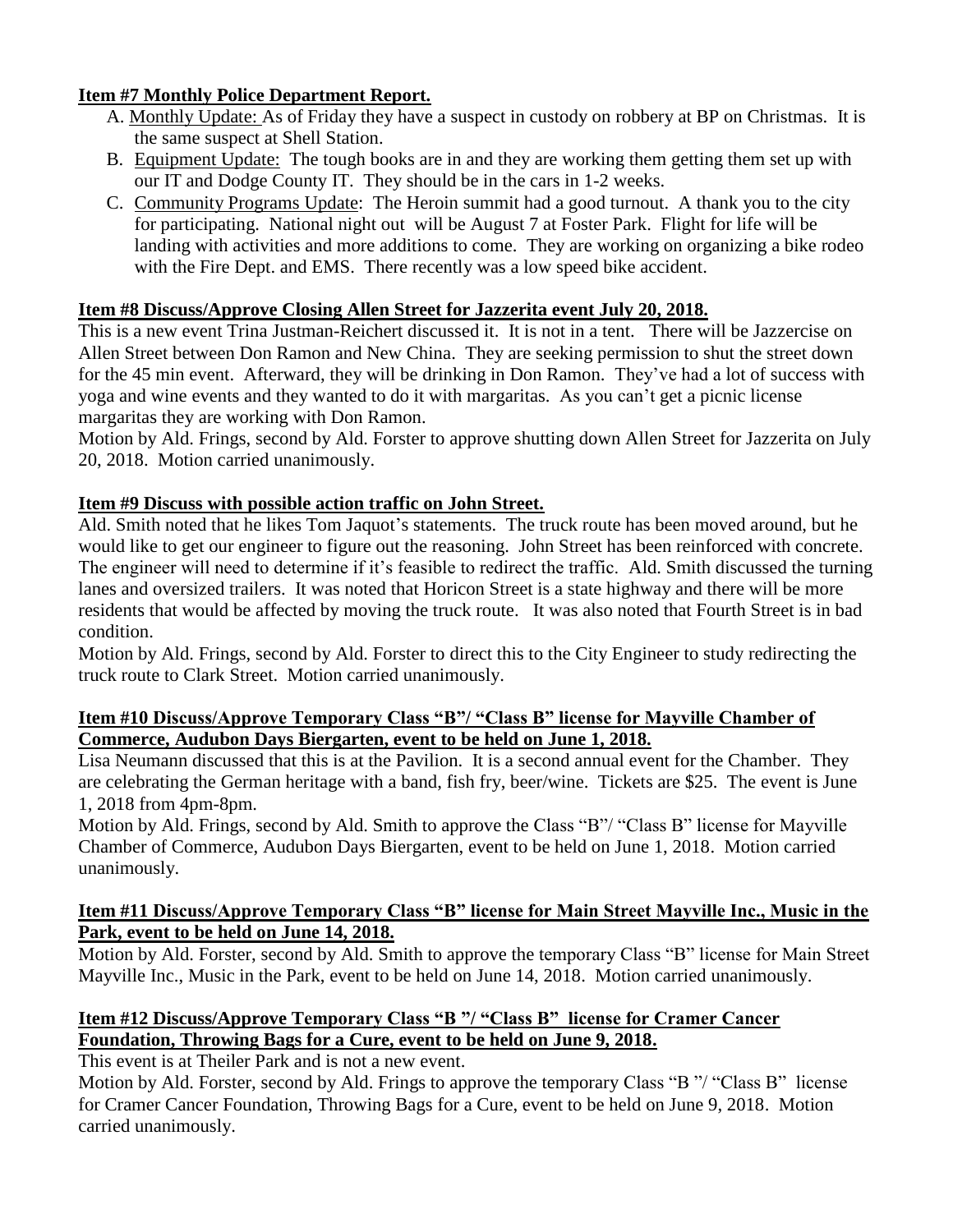**Item #7 Monthly Police Department Report.**

A. Monthly Update: As of Friday they have a suspect in custody on robbery at BP on Christmas. It is the same suspect at Shell Station.

B. Equipment Update: The tough books are in and they are working them getting them set up with our IT and Dodge County IT. They should be in the cars in 1-2 weeks.

C. Community Programs Update: The Heroin summit had a good turnout. A thank you to the city for participating. National night out will be August 7 at Foster Park. Flight for life will be landing with activities and more additions to come. They are working on organizing a bike rodeo with the Fire Dept. and EMS. There recently was a low speed bike accident.

**Item #8 Discuss/Approve Closing Allen Street for Jazzerita event July 20, 2018.**

This is a new event Trina Justman-Reichert discussed it. It is not in a tent. There will be Jazzercise on Allen Street between Don Ramon and New China. They are seeking permission to shut the street down for the 45 min event. Afterward, they will be drinking in Don Ramon. They've had a lot of success with yoga and wine events and they wanted to do it with margaritas. As you can't get a picnic license margaritas they are working with Don Ramon.

Motion by Ald. Frings, second by Ald. Forster to approve shutting down Allen Street for Jazzerita on July 20, 2018. Motion carried unanimously.

**Item #9 Discuss with possible action traffic on John Street.**

Ald. Smith noted that he likes Tom Jaquot's statements. The truck route has been moved around, but he would like to get our engineer to figure out the reasoning. John Street has been reinforced with concrete. The engineer will need to determine if it's feasible to redirect the traffic. Ald. Smith discussed the turning lanes and oversized trailers. It was noted that Horicon Street is a state highway and there will be more residents that would be affected by moving the truck route. It was also noted that Fourth Street is in bad condition.

Motion by Ald. Frings, second by Ald. Forster to direct this to the City Engineer to study redirecting the truck route to Clark Street. Motion carried unanimously.

**Item #10 Discuss/Approve Temporary Class "B"/ "Class B" license for Mayville Chamber of Commerce, Audubon Days Biergarten, event to be held on June 1, 2018.**

Lisa Neumann discussed that this is at the Pavilion. It is a second annual event for the Chamber. They are celebrating the German heritage with a band, fish fry, beer/wine. Tickets are $25. The event is June 1, 2018 from 4pm-8pm.

Motion by Ald. Frings, second by Ald. Smith to approve the Class "B"/ "Class B" license for Mayville Chamber of Commerce, Audubon Days Biergarten, event to be held on June 1, 2018. Motion carried unanimously.

**Item #11 Discuss/Approve Temporary Class "B" license for Main Street Mayville Inc., Music in the Park, event to be held on June 14, 2018.**

Motion by Ald. Forster, second by Ald. Smith to approve the temporary Class "B" license for Main Street Mayville Inc., Music in the Park, event to be held on June 14, 2018. Motion carried unanimously.

**Item #12 Discuss/Approve Temporary Class "B "/ "Class B" license for Cramer Cancer Foundation, Throwing Bags for a Cure, event to be held on June 9, 2018.**

This event is at Theiler Park and is not a new event.

Motion by Ald. Forster, second by Ald. Frings to approve the temporary Class "B "/ "Class B" license for Cramer Cancer Foundation, Throwing Bags for a Cure, event to be held on June 9, 2018. Motion carried unanimously.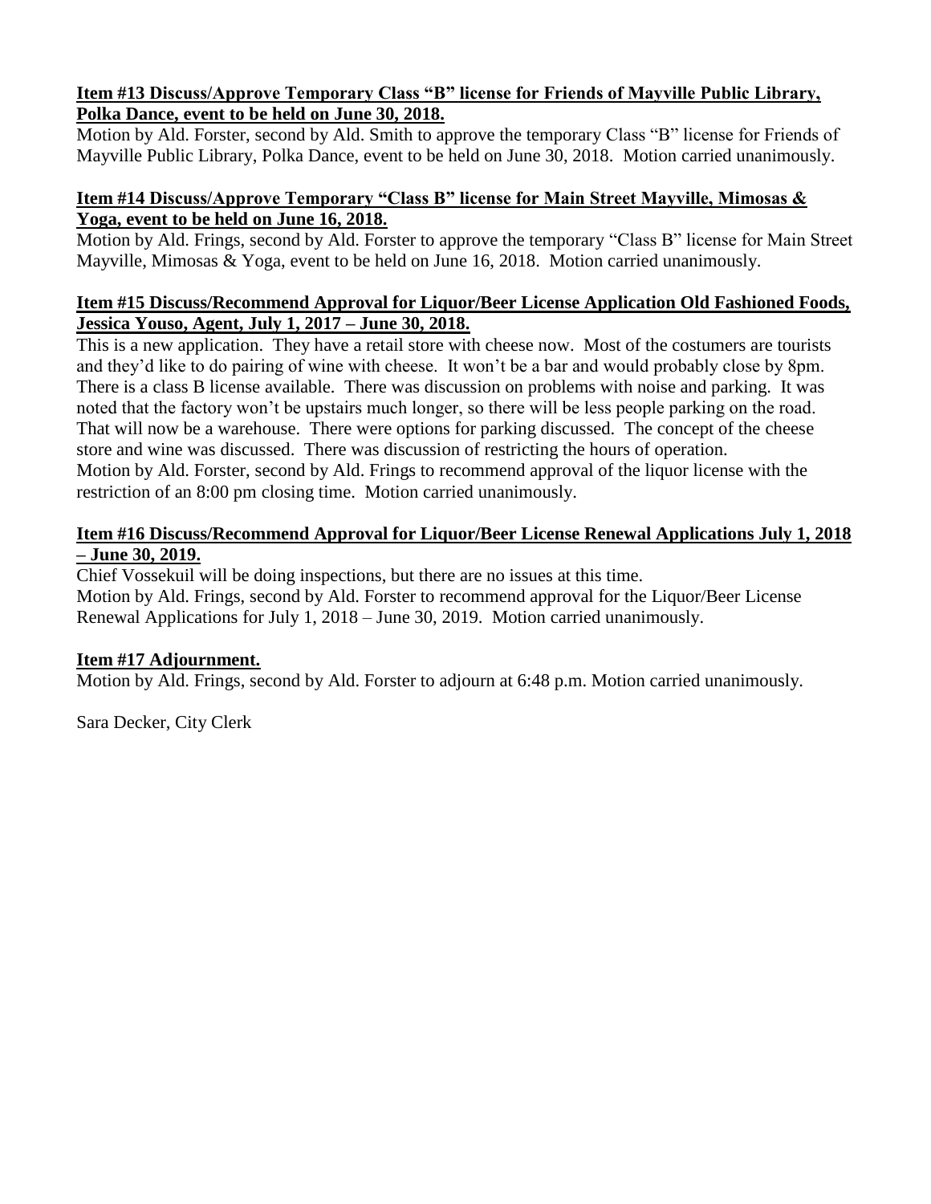**Item #13 Discuss/Approve Temporary Class "B" license for Friends of Mayville Public Library, Polka Dance, event to be held on June 30, 2018.**

Motion by Ald. Forster, second by Ald. Smith to approve the temporary Class "B" license for Friends of Mayville Public Library, Polka Dance, event to be held on June 30, 2018. Motion carried unanimously.

**Item #14 Discuss/Approve Temporary "Class B" license for Main Street Mayville, Mimosas & Yoga, event to be held on June 16, 2018.**

Motion by Ald. Frings, second by Ald. Forster to approve the temporary "Class B" license for Main Street Mayville, Mimosas & Yoga, event to be held on June 16, 2018. Motion carried unanimously.

**Item #15 Discuss/Recommend Approval for Liquor/Beer License Application Old Fashioned Foods, Jessica Youso, Agent, July 1, 2017 – June 30, 2018.**

This is a new application. They have a retail store with cheese now. Most of the costumers are tourists and they'd like to do pairing of wine with cheese. It won't be a bar and would probably close by 8pm. There is a class B license available. There was discussion on problems with noise and parking. It was noted that the factory won't be upstairs much longer, so there will be less people parking on the road. That will now be a warehouse. There were options for parking discussed. The concept of the cheese store and wine was discussed. There was discussion of restricting the hours of operation.
Motion by Ald. Forster, second by Ald. Frings to recommend approval of the liquor license with the restriction of an 8:00 pm closing time. Motion carried unanimously.

**Item #16 Discuss/Recommend Approval for Liquor/Beer License Renewal Applications July 1, 2018 – June 30, 2019.**

Chief Vossekuil will be doing inspections, but there are no issues at this time.
Motion by Ald. Frings, second by Ald. Forster to recommend approval for the Liquor/Beer License Renewal Applications for July 1, 2018 – June 30, 2019. Motion carried unanimously.

**Item #17 Adjournment.**

Motion by Ald. Frings, second by Ald. Forster to adjourn at 6:48 p.m. Motion carried unanimously.

Sara Decker, City Clerk